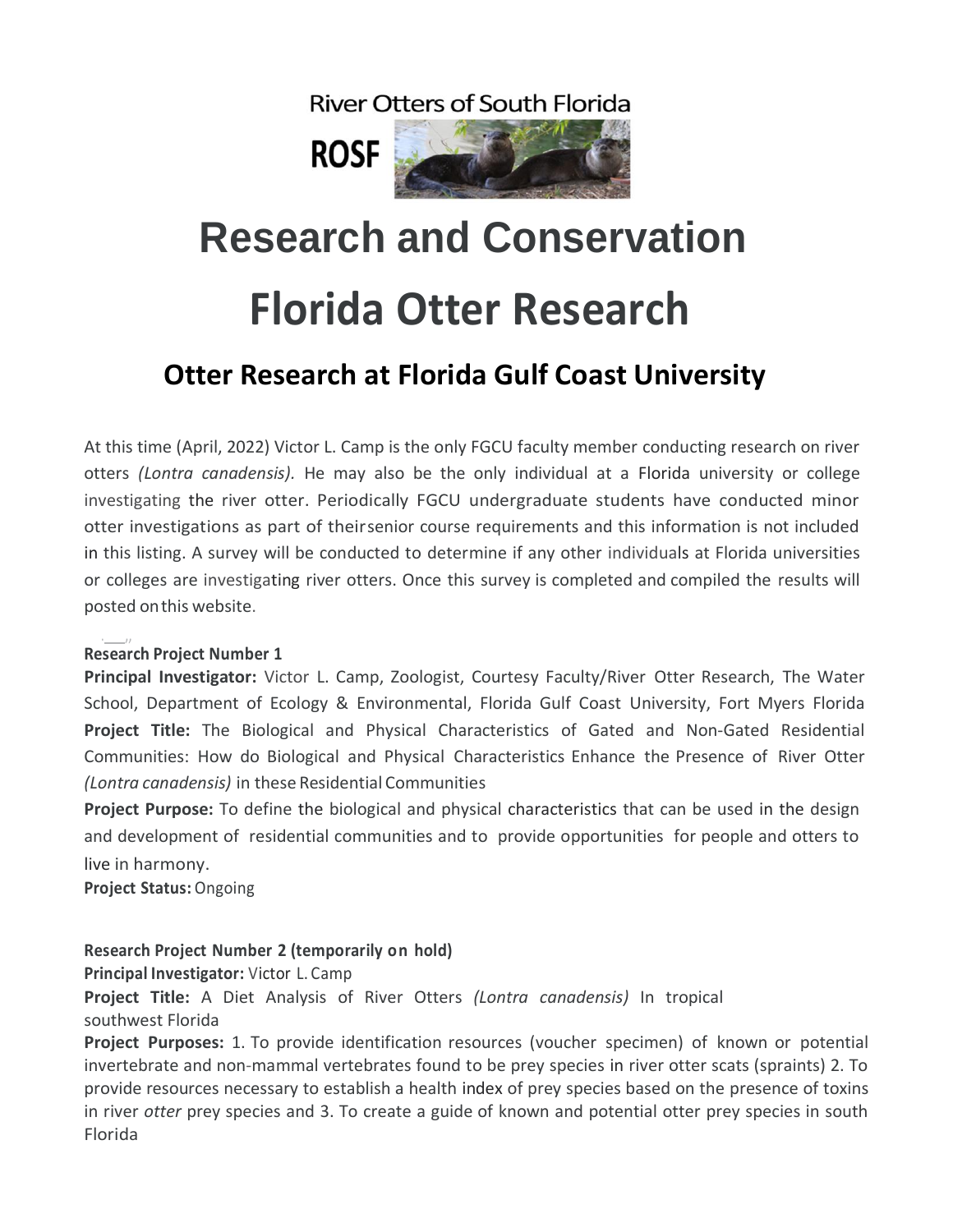River Otters of South Florida

ROSF

# Research and Conservation

# Florida Otter Research

## Otter Research at Florida Gulf Coast University

At this time (April, 2022) Victor L. Camp is the only FGCU faculty member conducting research on river otters *(Lontra canadensis)*. He may also be the only individual at a Florida university or college investigating the river otter. Periodically FGCU undergraduate students have conducted minor otter investigations as part of theirsenior course requirements and this information is not included in this listing. A survey will be conducted to determine if any other individuals at Florida universities or colleges are investigating river otters. Once this survey is completed and compiled the results will posted onthis website.

**Research Project Number 1**

**Principal Investigator:** Victor L. Camp, Zoologist, Courtesy Faculty/River Otter Research, The Water School, Department of Ecology & Environmental, Florida Gulf Coast University, Fort Myers Florida

**Project Title:** The Biological and Physical Characteristics of Gated and Non-Gated Residential Communities: How do Biological and Physical Characteristics Enhance the Presence of River Otter *(Lontra canadensis)* in these Residential Communities

**Project Purpose:** To define the biological and physical characteristics that can be used in the design and development of residential communities and to provide opportunities for people and otters to live in harmony.

**Project Status:** Ongoing

**Research Project Number 2 (temporarily on hold)**

**Principal Investigator:** Victor L. Camp

**Project Title:** A Diet Analysis of River Otters *(Lontra canadensis)* In tropical southwest Florida

**Project Purposes:** 1. To provide identification resources (voucher specimen) of known or potential invertebrate and non-mammal vertebrates found to be prey species in river otter scats (spraints) 2. To provide resources necessary to establish a health index of prey species based on the presence of toxins in river *otter* prey species and 3. To create a guide of known and potential otter prey species in south Florida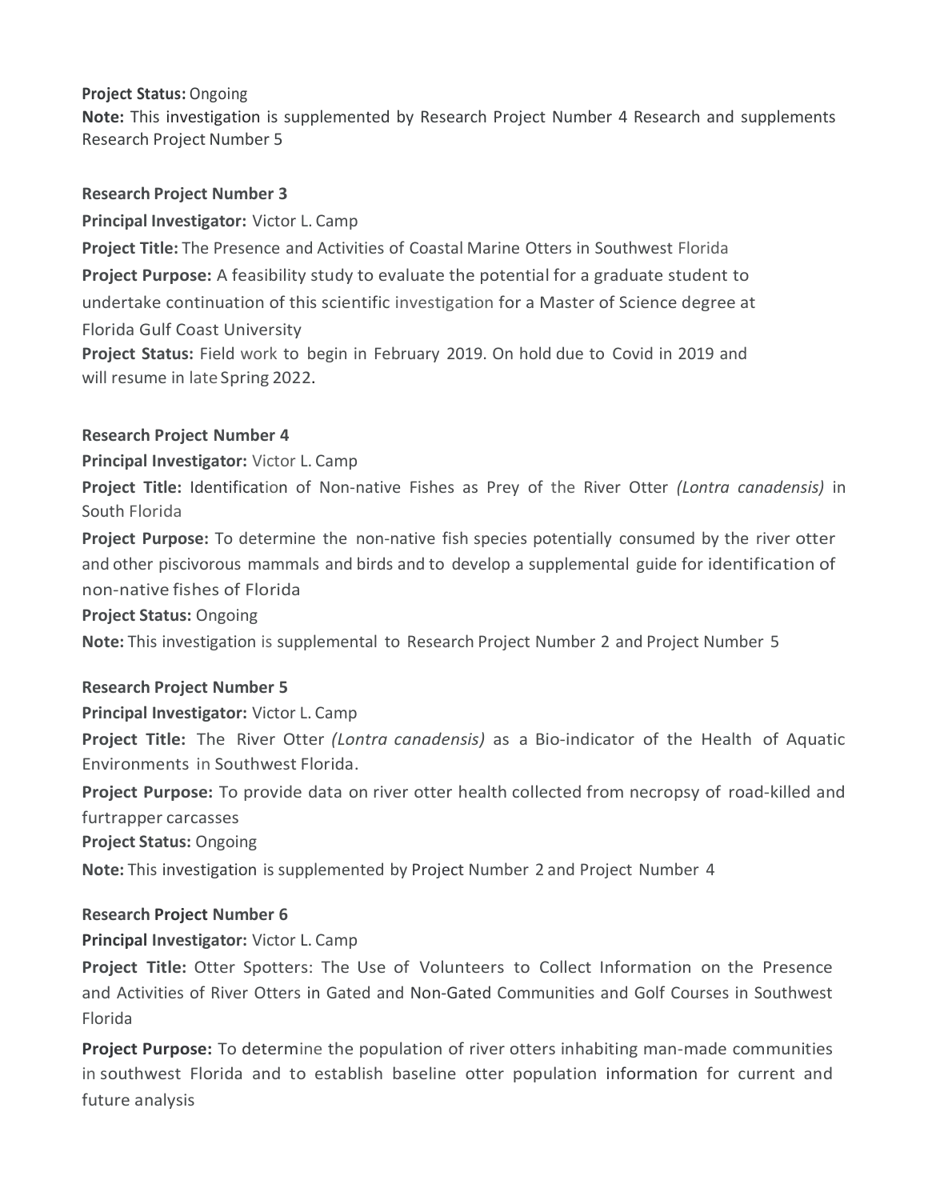**Project Status:** Ongoing

**Note:** This investigation is supplemented by Research Project Number 4 Research and supplements Research Project Number 5

**Research Project Number 3**

**Principal Investigator:** Victor L. Camp

**Project Title:** The Presence and Activities of Coastal Marine Otters in Southwest Florida

**Project Purpose:** A feasibility study to evaluate the potential for a graduate student to undertake continuation of this scientific investigation for a Master of Science degree at Florida Gulf Coast University

**Project Status:** Field work to begin in February 2019. On hold due to Covid in 2019 and will resume in late Spring 2022.

**Research Project Number 4**

**Principal Investigator:** Victor L. Camp

**Project Title:** Identification of Non-native Fishes as Prey of the River Otter *(Lontra canadensis)* in South Florida

**Project Purpose:** To determine the non-native fish species potentially consumed by the river otter and other piscivorous mammals and birds and to develop a supplemental guide for identification of non-native fishes of Florida

**Project Status:** Ongoing

**Note:** This investigation is supplemental to Research Project Number 2 and Project Number 5

**Research Project Number 5**

**Principal Investigator:** Victor L. Camp

**Project Title:** The River Otter *(Lontra canadensis)* as a Bio-indicator of the Health of Aquatic Environments in Southwest Florida.

**Project Purpose:** To provide data on river otter health collected from necropsy of road-killed and furtrapper carcasses

**Project Status:** Ongoing

**Note:** This investigation is supplemented by Project Number 2 and Project Number 4

**Research Project Number 6**

**Principal Investigator:** Victor L. Camp

**Project Title:** Otter Spotters: The Use of Volunteers to Collect Information on the Presence and Activities of River Otters in Gated and Non-Gated Communities and Golf Courses in Southwest Florida

**Project Purpose:** To determine the population of river otters inhabiting man-made communities in southwest Florida and to establish baseline otter population information for current and future analysis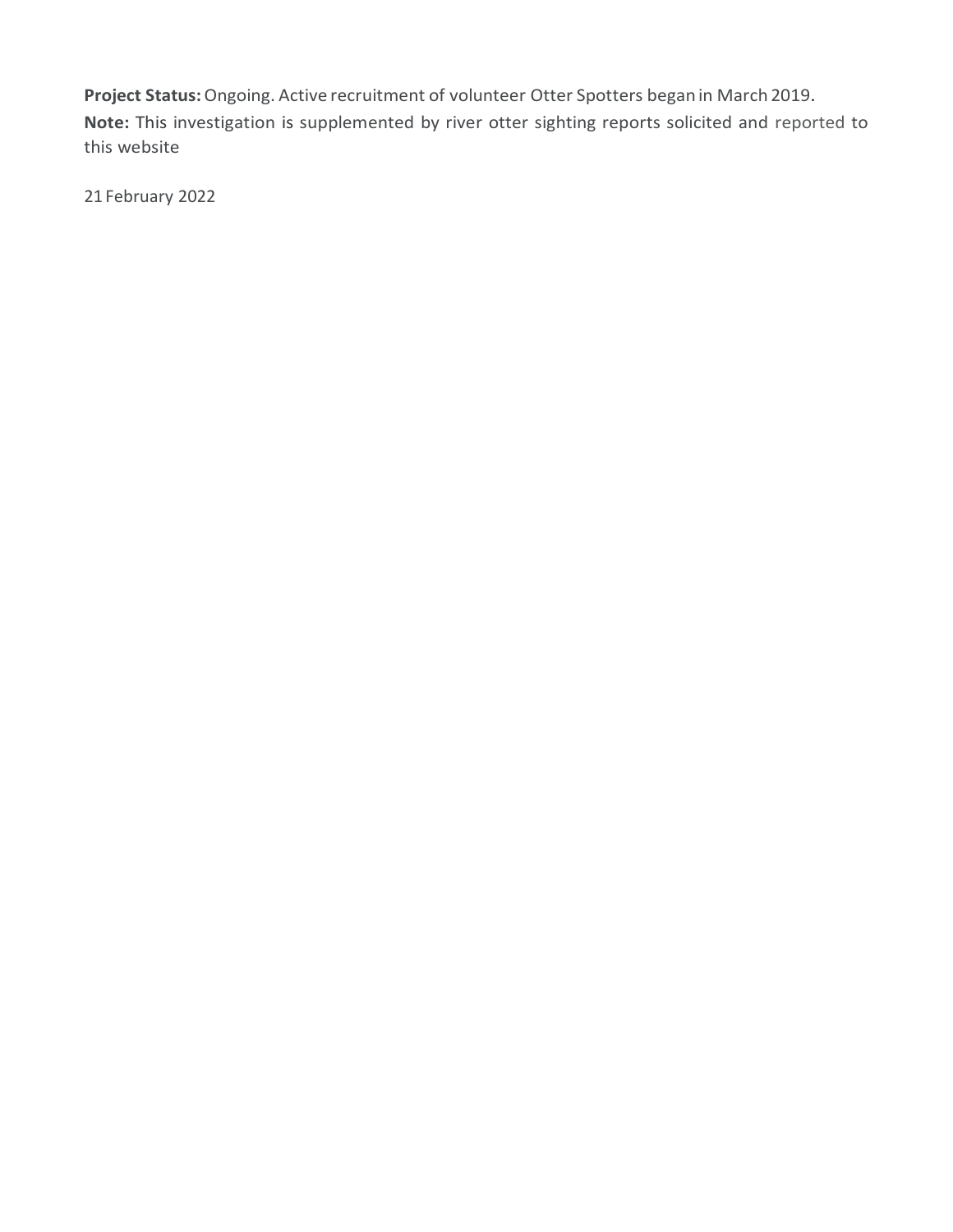**Project Status:** Ongoing. Active recruitment of volunteer Otter Spotters began in March 2019.

**Note:** This investigation is supplemented by river otter sighting reports solicited and reported to this website

21 February 2022